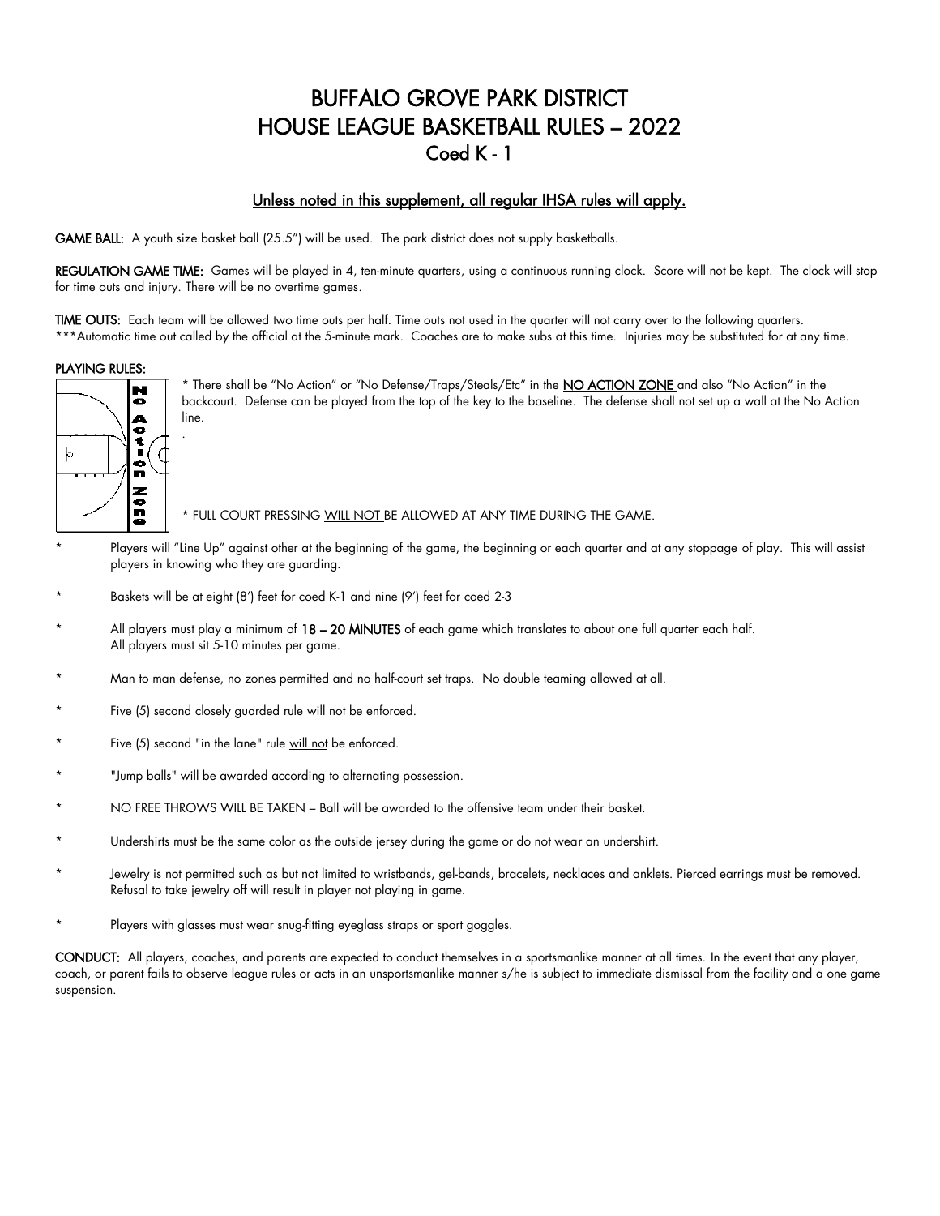# BUFFALO GROVE PARK DISTRICT
# HOUSE LEAGUE BASKETBALL RULES – 2022
## Coed K - 1

**Unless noted in this supplement, all regular IHSA rules will apply.**

**GAME BALL:** A youth size basket ball (25.5") will be used. The park district does not supply basketballs.

**REGULATION GAME TIME:** Games will be played in 4, ten-minute quarters, using a continuous running clock. Score will not be kept. The clock will stop for time outs and injury. There will be no overtime games.

**TIME OUTS:** Each team will be allowed two time outs per half. Time outs not used in the quarter will not carry over to the following quarters.
***Automatic time out called by the official at the 5-minute mark. Coaches are to make subs at this time. Injuries may be substituted for at any time.

**PLAYING RULES:**

* There shall be "No Action" or "No Defense/Traps/Steals/Etc" in the **NO ACTION ZONE** and also "No Action" in the backcourt. Defense can be played from the top of the key to the baseline. The defense shall not set up a wall at the No Action line.

* FULL COURT PRESSING WILL NOT BE ALLOWED AT ANY TIME DURING THE GAME.

* Players will "Line Up" against other at the beginning of the game, the beginning or each quarter and at any stoppage of play. This will assist players in knowing who they are guarding.

* Baskets will be at eight (8') feet for coed K-1 and nine (9') feet for coed 2-3

* All players must play a minimum of **18 – 20 MINUTES** of each game which translates to about one full quarter each half. All players must sit 5-10 minutes per game.

* Man to man defense, no zones permitted and no half-court set traps. No double teaming allowed at all.

* Five (5) second closely guarded rule will not be enforced.

* Five (5) second "in the lane" rule will not be enforced.

* "Jump balls" will be awarded according to alternating possession.

* NO FREE THROWS WILL BE TAKEN – Ball will be awarded to the offensive team under their basket.

* Undershirts must be the same color as the outside jersey during the game or do not wear an undershirt.

* Jewelry is not permitted such as but not limited to wristbands, gel-bands, bracelets, necklaces and anklets. Pierced earrings must be removed. Refusal to take jewelry off will result in player not playing in game.

* Players with glasses must wear snug-fitting eyeglass straps or sport goggles.

**CONDUCT:** All players, coaches, and parents are expected to conduct themselves in a sportsmanlike manner at all times. In the event that any player, coach, or parent fails to observe league rules or acts in an unsportsmanlike manner s/he is subject to immediate dismissal from the facility and a one game suspension.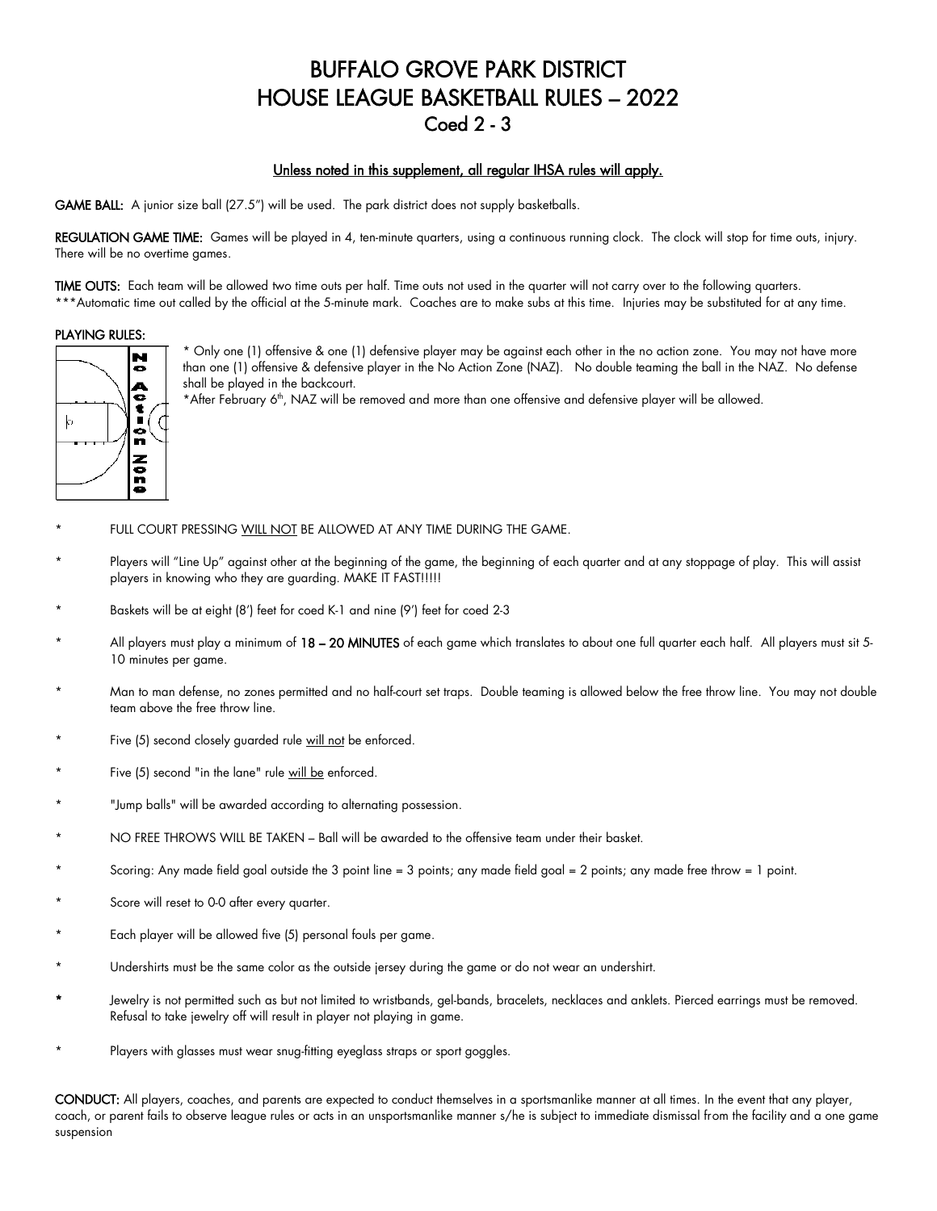# BUFFALO GROVE PARK DISTRICT
# HOUSE LEAGUE BASKETBALL RULES – 2022
## Coed 2 - 3

**Unless noted in this supplement, all regular IHSA rules will apply.**

**GAME BALL:** A junior size ball (27.5") will be used. The park district does not supply basketballs.

**REGULATION GAME TIME:** Games will be played in 4, ten-minute quarters, using a continuous running clock. The clock will stop for time outs, injury. There will be no overtime games.

**TIME OUTS:** Each team will be allowed two time outs per half. Time outs not used in the quarter will not carry over to the following quarters.
***Automatic time out called by the official at the 5-minute mark. Coaches are to make subs at this time. Injuries may be substituted for at any time.

**PLAYING RULES:**

* Only one (1) offensive & one (1) defensive player may be against each other in the no action zone. You may not have more than one (1) offensive & defensive player in the No Action Zone (NAZ). No double teaming the ball in the NAZ. No defense shall be played in the backcourt.
*After February 6th, NAZ will be removed and more than one offensive and defensive player will be allowed.

- FULL COURT PRESSING WILL NOT BE ALLOWED AT ANY TIME DURING THE GAME.
- Players will "Line Up" against other at the beginning of the game, the beginning of each quarter and at any stoppage of play. This will assist players in knowing who they are guarding. MAKE IT FAST!!!!!
- Baskets will be at eight (8') feet for coed K-1 and nine (9') feet for coed 2-3
- All players must play a minimum of **18 – 20 MINUTES** of each game which translates to about one full quarter each half. All players must sit 5-10 minutes per game.
- Man to man defense, no zones permitted and no half-court set traps. Double teaming is allowed below the free throw line. You may not double team above the free throw line.
- Five (5) second closely guarded rule will not be enforced.
- Five (5) second "in the lane" rule will be enforced.
- "Jump balls" will be awarded according to alternating possession.
- NO FREE THROWS WILL BE TAKEN – Ball will be awarded to the offensive team under their basket.
- Scoring: Any made field goal outside the 3 point line = 3 points; any made field goal = 2 points; any made free throw = 1 point.
- Score will reset to 0-0 after every quarter.
- Each player will be allowed five (5) personal fouls per game.
- Undershirts must be the same color as the outside jersey during the game or do not wear an undershirt.
- Jewelry is not permitted such as but not limited to wristbands, gel-bands, bracelets, necklaces and anklets. Pierced earrings must be removed. Refusal to take jewelry off will result in player not playing in game.
- Players with glasses must wear snug-fitting eyeglass straps or sport goggles.

**CONDUCT:** All players, coaches, and parents are expected to conduct themselves in a sportsmanlike manner at all times. In the event that any player, coach, or parent fails to observe league rules or acts in an unsportsmanlike manner s/he is subject to immediate dismissal from the facility and a one game suspension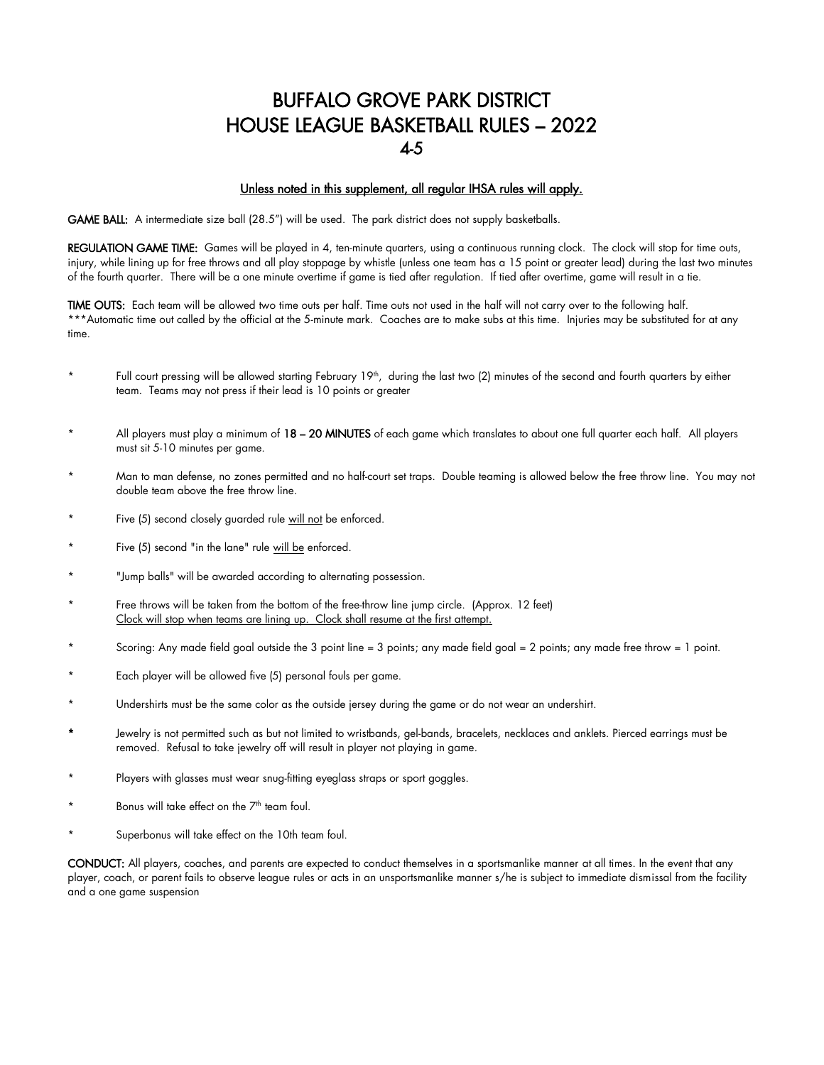# BUFFALO GROVE PARK DISTRICT
# HOUSE LEAGUE BASKETBALL RULES – 2022
## 4-5

**Unless noted in this supplement, all regular IHSA rules will apply.**

**GAME BALL:** A intermediate size ball (28.5") will be used. The park district does not supply basketballs.

**REGULATION GAME TIME:** Games will be played in 4, ten-minute quarters, using a continuous running clock. The clock will stop for time outs, injury, while lining up for free throws and all play stoppage by whistle (unless one team has a 15 point or greater lead) during the last two minutes of the fourth quarter. There will be a one minute overtime if game is tied after regulation. If tied after overtime, game will result in a tie.

**TIME OUTS:** Each team will be allowed two time outs per half. Time outs not used in the half will not carry over to the following half.
***Automatic time out called by the official at the 5-minute mark. Coaches are to make subs at this time. Injuries may be substituted for at any time.

* Full court pressing will be allowed starting February 19th, during the last two (2) minutes of the second and fourth quarters by either team. Teams may not press if their lead is 10 points or greater

* All players must play a minimum of **18 – 20 MINUTES** of each game which translates to about one full quarter each half. All players must sit 5-10 minutes per game.

* Man to man defense, no zones permitted and no half-court set traps. Double teaming is allowed below the free throw line. You may not double team above the free throw line.

* Five (5) second closely guarded rule <u>will not</u> be enforced.

* Five (5) second "in the lane" rule <u>will be</u> enforced.

* "Jump balls" will be awarded according to alternating possession.

* Free throws will be taken from the bottom of the free-throw line jump circle. (Approx. 12 feet)
<u>Clock will stop when teams are lining up. Clock shall resume at the first attempt.</u>

* Scoring: Any made field goal outside the 3 point line = 3 points; any made field goal = 2 points; any made free throw = 1 point.

* Each player will be allowed five (5) personal fouls per game.

* Undershirts must be the same color as the outside jersey during the game or do not wear an undershirt.

* Jewelry is not permitted such as but not limited to wristbands, gel-bands, bracelets, necklaces and anklets. Pierced earrings must be removed. Refusal to take jewelry off will result in player not playing in game.

* Players with glasses must wear snug-fitting eyeglass straps or sport goggles.

* Bonus will take effect on the 7th team foul.

* Superbonus will take effect on the 10th team foul.

**CONDUCT:** All players, coaches, and parents are expected to conduct themselves in a sportsmanlike manner at all times. In the event that any player, coach, or parent fails to observe league rules or acts in an unsportsmanlike manner s/he is subject to immediate dismissal from the facility and a one game suspension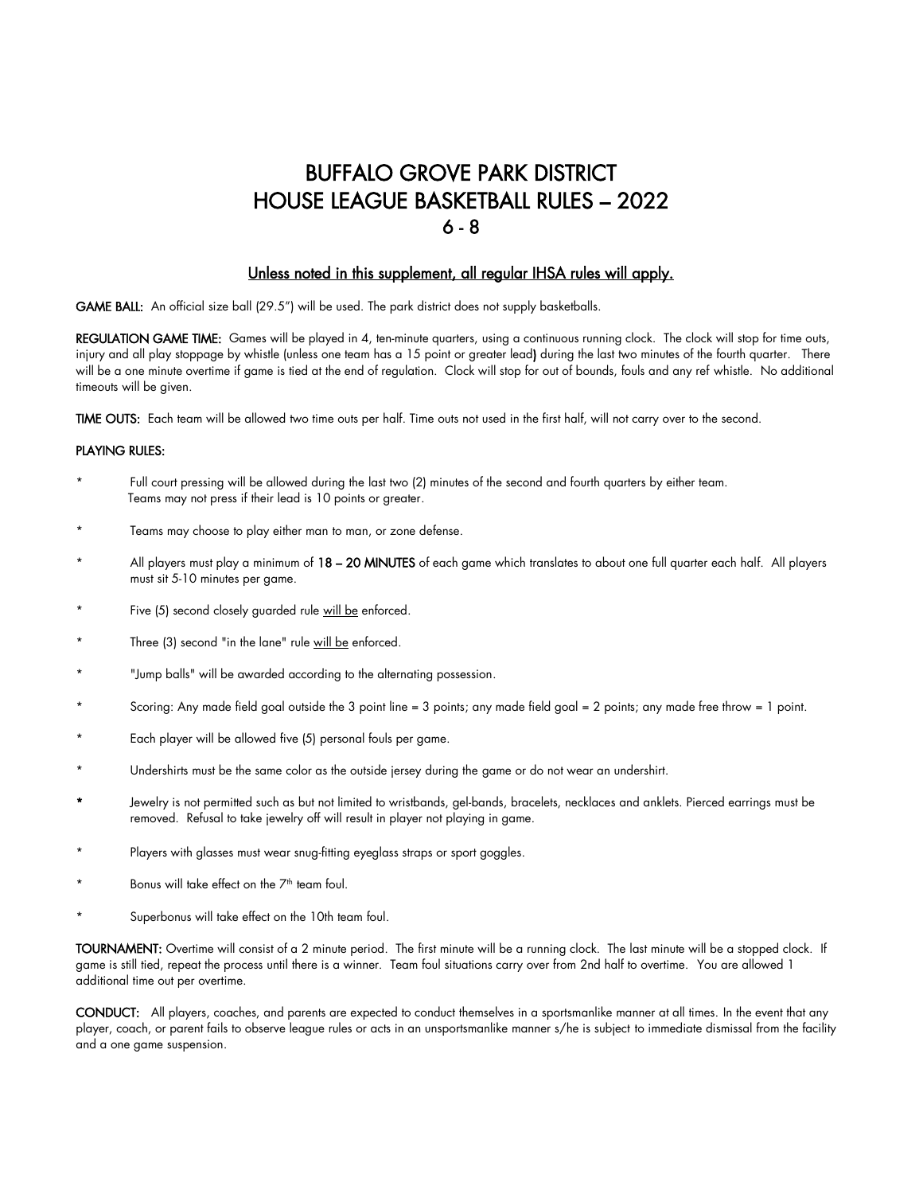# BUFFALO GROVE PARK DISTRICT
# HOUSE LEAGUE BASKETBALL RULES – 2022
## 6 - 8

<u>Unless noted in this supplement, all regular IHSA rules will apply.</u>

**GAME BALL:** An official size ball (29.5") will be used. The park district does not supply basketballs.

**REGULATION GAME TIME:** Games will be played in 4, ten-minute quarters, using a continuous running clock. The clock will stop for time outs, injury and all play stoppage by whistle (unless one team has a 15 point or greater lead**)** during the last two minutes of the fourth quarter. There will be a one minute overtime if game is tied at the end of regulation. Clock will stop for out of bounds, fouls and any ref whistle. No additional timeouts will be given.

**TIME OUTS:** Each team will be allowed two time outs per half. Time outs not used in the first half, will not carry over to the second.

**PLAYING RULES:**

* Full court pressing will be allowed during the last two (2) minutes of the second and fourth quarters by either team. Teams may not press if their lead is 10 points or greater.
* Teams may choose to play either man to man, or zone defense.
* All players must play a minimum of **18 – 20 MINUTES** of each game which translates to about one full quarter each half. All players must sit 5-10 minutes per game.
* Five (5) second closely guarded rule <u>will be</u> enforced.
* Three (3) second "in the lane" rule <u>will be</u> enforced.
* "Jump balls" will be awarded according to the alternating possession.
* Scoring: Any made field goal outside the 3 point line = 3 points; any made field goal = 2 points; any made free throw = 1 point.
* Each player will be allowed five (5) personal fouls per game.
* Undershirts must be the same color as the outside jersey during the game or do not wear an undershirt.
* Jewelry is not permitted such as but not limited to wristbands, gel-bands, bracelets, necklaces and anklets. Pierced earrings must be removed. Refusal to take jewelry off will result in player not playing in game.
* Players with glasses must wear snug-fitting eyeglass straps or sport goggles.
* Bonus will take effect on the 7th team foul.
* Superbonus will take effect on the 10th team foul.

**TOURNAMENT:** Overtime will consist of a 2 minute period. The first minute will be a running clock. The last minute will be a stopped clock. If game is still tied, repeat the process until there is a winner. Team foul situations carry over from 2nd half to overtime. You are allowed 1 additional time out per overtime.

**CONDUCT:** All players, coaches, and parents are expected to conduct themselves in a sportsmanlike manner at all times. In the event that any player, coach, or parent fails to observe league rules or acts in an unsportsmanlike manner s/he is subject to immediate dismissal from the facility and a one game suspension.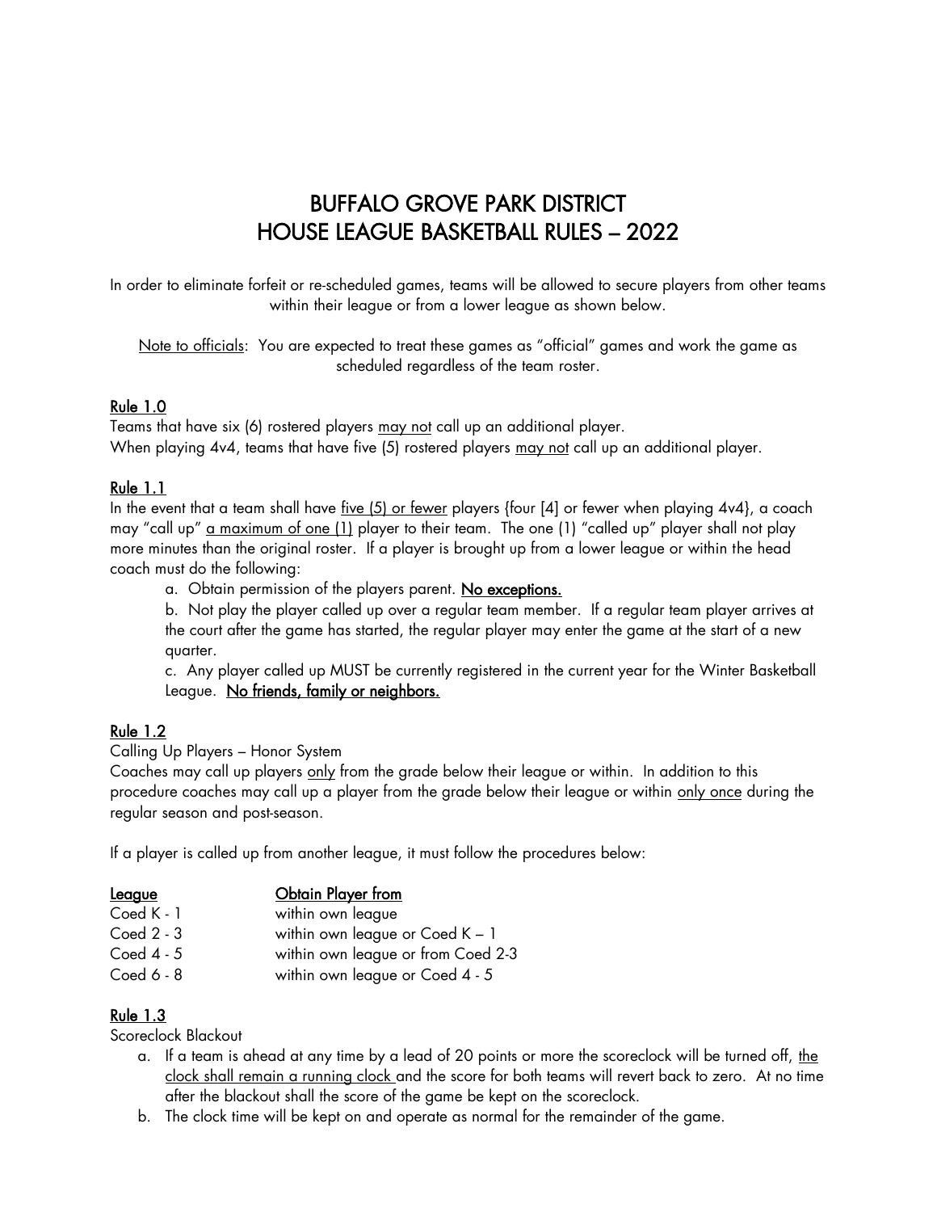# BUFFALO GROVE PARK DISTRICT
# HOUSE LEAGUE BASKETBALL RULES – 2022

In order to eliminate forfeit or re-scheduled games, teams will be allowed to secure players from other teams within their league or from a lower league as shown below.

Note to officials: You are expected to treat these games as "official" games and work the game as scheduled regardless of the team roster.

## Rule 1.0

Teams that have six (6) rostered players may not call up an additional player.
When playing 4v4, teams that have five (5) rostered players may not call up an additional player.

## Rule 1.1

In the event that a team shall have five (5) or fewer players {four [4] or fewer when playing 4v4}, a coach may "call up" a maximum of one (1) player to their team. The one (1) "called up" player shall not play more minutes than the original roster. If a player is brought up from a lower league or within the head coach must do the following:

a. Obtain permission of the players parent. **No exceptions.**

b. Not play the player called up over a regular team member. If a regular team player arrives at the court after the game has started, the regular player may enter the game at the start of a new quarter.

c. Any player called up MUST be currently registered in the current year for the Winter Basketball League. **No friends, family or neighbors.**

## Rule 1.2

Calling Up Players – Honor System

Coaches may call up players only from the grade below their league or within. In addition to this procedure coaches may call up a player from the grade below their league or within only once during the regular season and post-season.

If a player is called up from another league, it must follow the procedures below:

| League | Obtain Player from |
| --- | --- |
| Coed K - 1 | within own league |
| Coed 2 - 3 | within own league or Coed K – 1 |
| Coed 4 - 5 | within own league or from Coed 2-3 |
| Coed 6 - 8 | within own league or Coed 4 - 5 |

## Rule 1.3

Scoreclock Blackout

a. If a team is ahead at any time by a lead of 20 points or more the scoreclock will be turned off, the clock shall remain a running clock and the score for both teams will revert back to zero. At no time after the blackout shall the score of the game be kept on the scoreclock.

b. The clock time will be kept on and operate as normal for the remainder of the game.